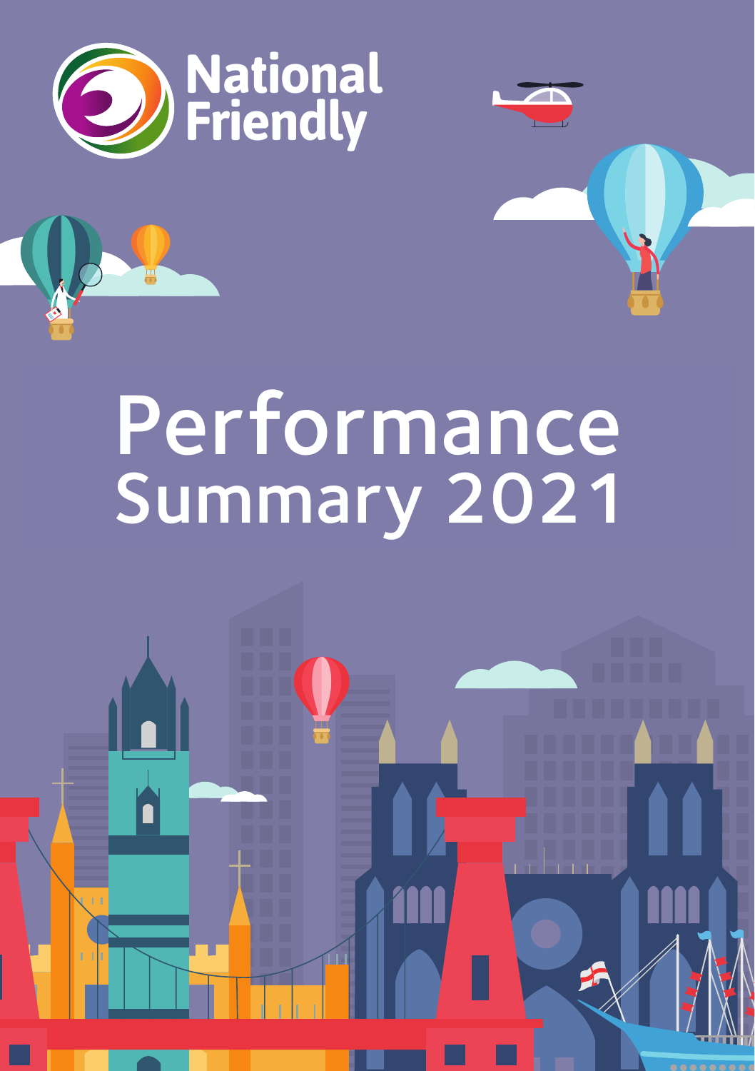National Friendly

# Performance Summary 2021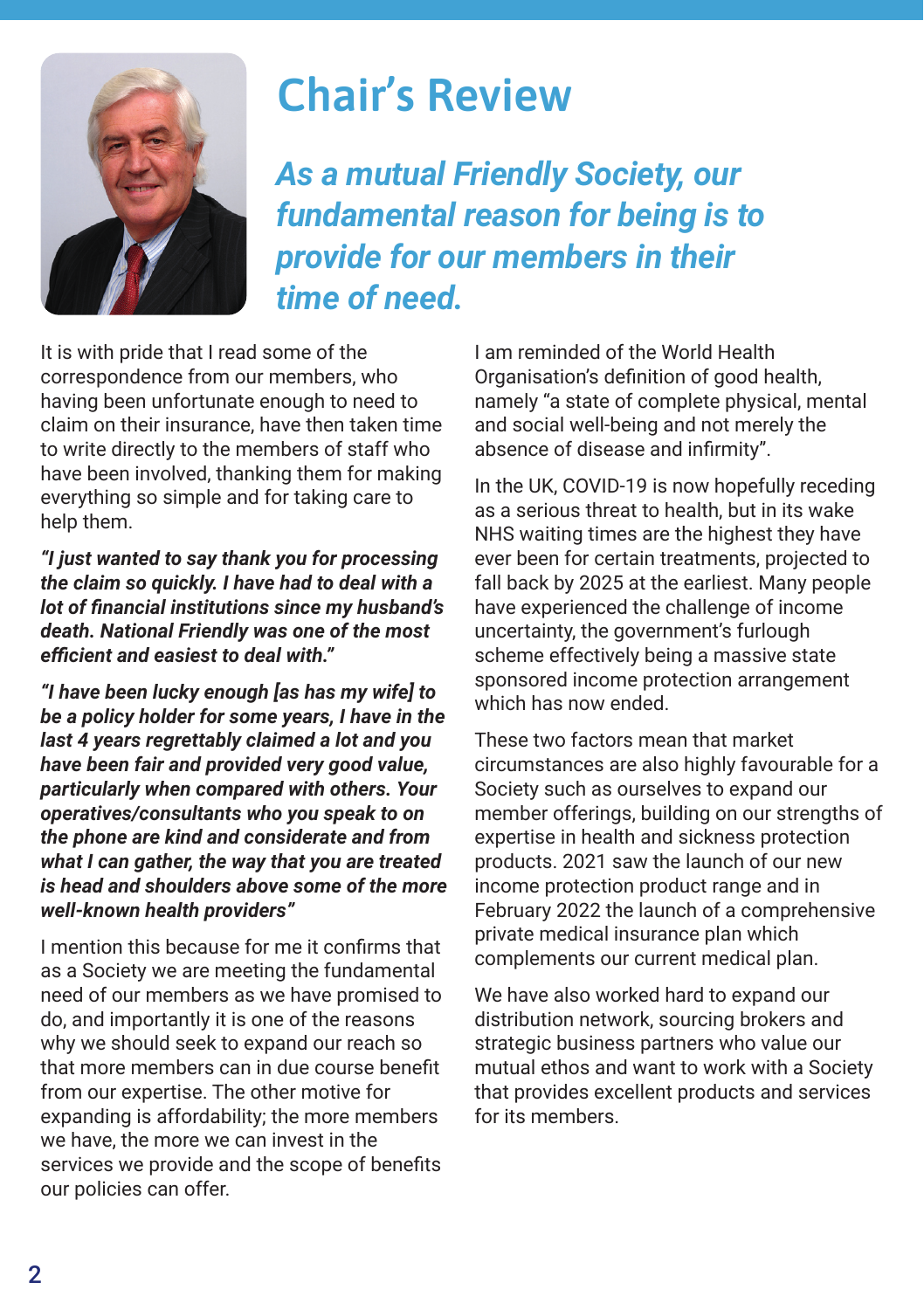# Chair's Review

***As a mutual Friendly Society, our fundamental reason for being is to provide for our members in their time of need.***

It is with pride that I read some of the correspondence from our members, who having been unfortunate enough to need to claim on their insurance, have then taken time to write directly to the members of staff who have been involved, thanking them for making everything so simple and for taking care to help them.

***"I just wanted to say thank you for processing the claim so quickly. I have had to deal with a lot of financial institutions since my husband's death. National Friendly was one of the most efficient and easiest to deal with."***

***"I have been lucky enough [as has my wife] to be a policy holder for some years, I have in the last 4 years regrettably claimed a lot and you have been fair and provided very good value, particularly when compared with others. Your operatives/consultants who you speak to on the phone are kind and considerate and from what I can gather, the way that you are treated is head and shoulders above some of the more well-known health providers"***

I mention this because for me it confirms that as a Society we are meeting the fundamental need of our members as we have promised to do, and importantly it is one of the reasons why we should seek to expand our reach so that more members can in due course benefit from our expertise. The other motive for expanding is affordability; the more members we have, the more we can invest in the services we provide and the scope of benefits our policies can offer.

I am reminded of the World Health Organisation's definition of good health, namely "a state of complete physical, mental and social well-being and not merely the absence of disease and infirmity".

In the UK, COVID-19 is now hopefully receding as a serious threat to health, but in its wake NHS waiting times are the highest they have ever been for certain treatments, projected to fall back by 2025 at the earliest. Many people have experienced the challenge of income uncertainty, the government's furlough scheme effectively being a massive state sponsored income protection arrangement which has now ended.

These two factors mean that market circumstances are also highly favourable for a Society such as ourselves to expand our member offerings, building on our strengths of expertise in health and sickness protection products. 2021 saw the launch of our new income protection product range and in February 2022 the launch of a comprehensive private medical insurance plan which complements our current medical plan.

We have also worked hard to expand our distribution network, sourcing brokers and strategic business partners who value our mutual ethos and want to work with a Society that provides excellent products and services for its members.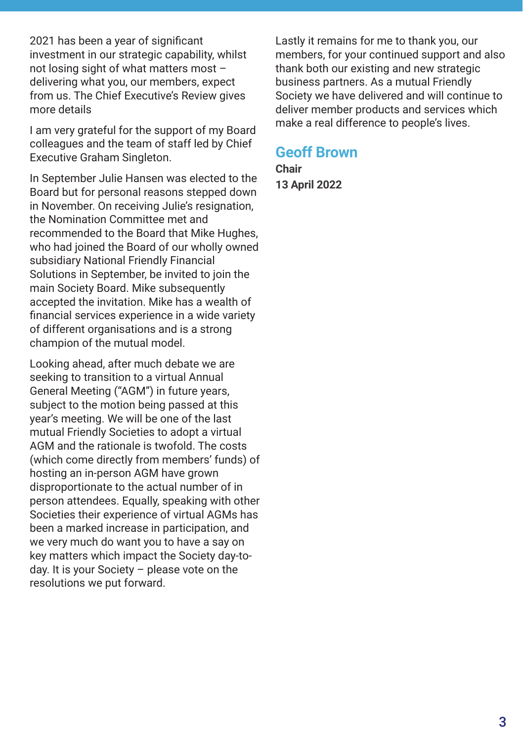2021 has been a year of significant investment in our strategic capability, whilst not losing sight of what matters most – delivering what you, our members, expect from us. The Chief Executive's Review gives more details

I am very grateful for the support of my Board colleagues and the team of staff led by Chief Executive Graham Singleton.

In September Julie Hansen was elected to the Board but for personal reasons stepped down in November. On receiving Julie's resignation, the Nomination Committee met and recommended to the Board that Mike Hughes, who had joined the Board of our wholly owned subsidiary National Friendly Financial Solutions in September, be invited to join the main Society Board. Mike subsequently accepted the invitation. Mike has a wealth of financial services experience in a wide variety of different organisations and is a strong champion of the mutual model.

Looking ahead, after much debate we are seeking to transition to a virtual Annual General Meeting ("AGM") in future years, subject to the motion being passed at this year's meeting. We will be one of the last mutual Friendly Societies to adopt a virtual AGM and the rationale is twofold. The costs (which come directly from members' funds) of hosting an in-person AGM have grown disproportionate to the actual number of in person attendees. Equally, speaking with other Societies their experience of virtual AGMs has been a marked increase in participation, and we very much do want you to have a say on key matters which impact the Society day-to-day. It is your Society – please vote on the resolutions we put forward.

Lastly it remains for me to thank you, our members, for your continued support and also thank both our existing and new strategic business partners. As a mutual Friendly Society we have delivered and will continue to deliver member products and services which make a real difference to people's lives.

## Geoff Brown

**Chair**

**13 April 2022**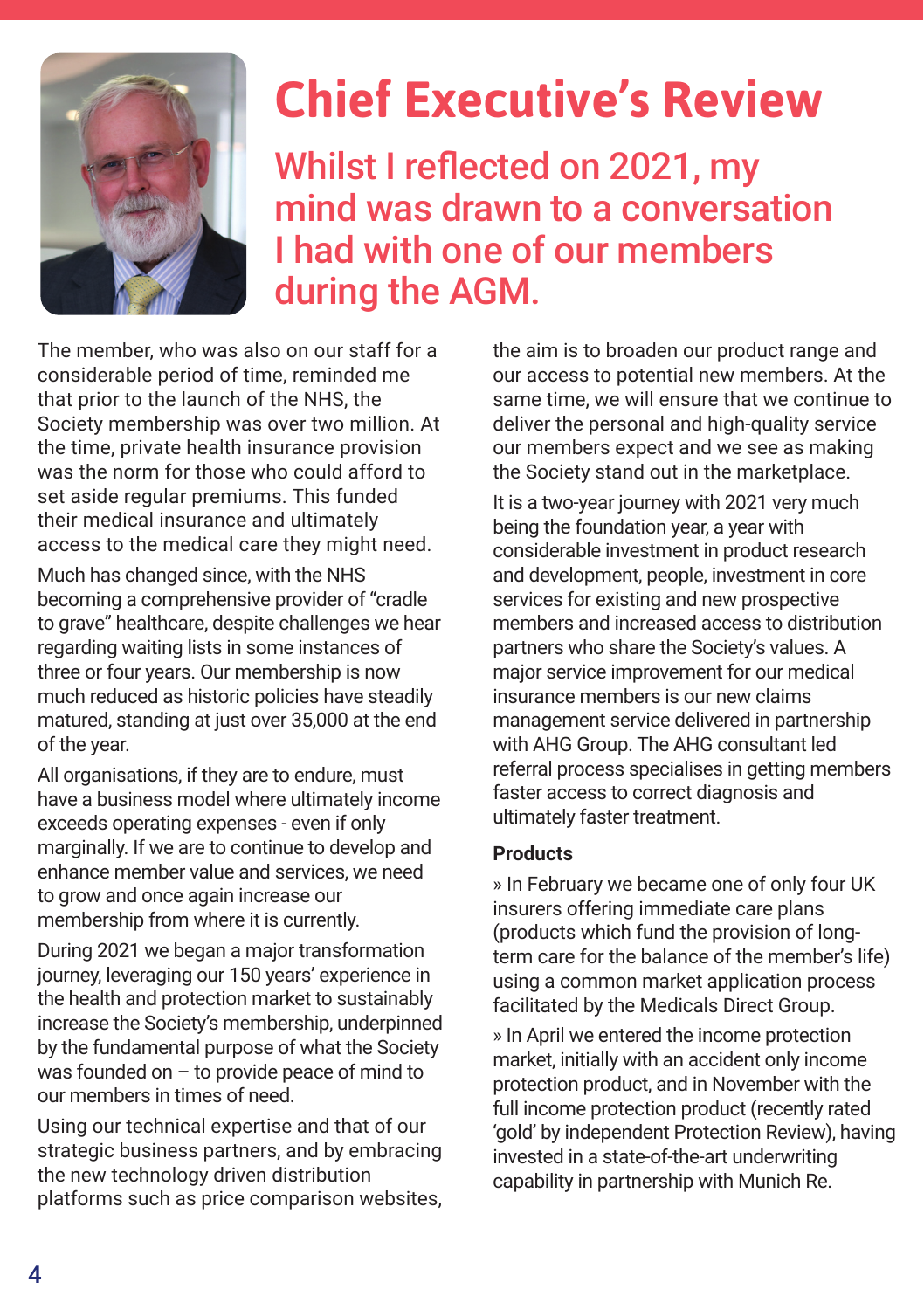# Chief Executive's Review

## Whilst I reflected on 2021, my mind was drawn to a conversation I had with one of our members during the AGM.

The member, who was also on our staff for a considerable period of time, reminded me that prior to the launch of the NHS, the Society membership was over two million. At the time, private health insurance provision was the norm for those who could afford to set aside regular premiums. This funded their medical insurance and ultimately access to the medical care they might need.

Much has changed since, with the NHS becoming a comprehensive provider of "cradle to grave" healthcare, despite challenges we hear regarding waiting lists in some instances of three or four years. Our membership is now much reduced as historic policies have steadily matured, standing at just over 35,000 at the end of the year.

All organisations, if they are to endure, must have a business model where ultimately income exceeds operating expenses - even if only marginally. If we are to continue to develop and enhance member value and services, we need to grow and once again increase our membership from where it is currently.

During 2021 we began a major transformation journey, leveraging our 150 years' experience in the health and protection market to sustainably increase the Society's membership, underpinned by the fundamental purpose of what the Society was founded on – to provide peace of mind to our members in times of need.

Using our technical expertise and that of our strategic business partners, and by embracing the new technology driven distribution platforms such as price comparison websites, the aim is to broaden our product range and our access to potential new members. At the same time, we will ensure that we continue to deliver the personal and high-quality service our members expect and we see as making the Society stand out in the marketplace.

It is a two-year journey with 2021 very much being the foundation year, a year with considerable investment in product research and development, people, investment in core services for existing and new prospective members and increased access to distribution partners who share the Society's values. A major service improvement for our medical insurance members is our new claims management service delivered in partnership with AHG Group. The AHG consultant led referral process specialises in getting members faster access to correct diagnosis and ultimately faster treatment.

### Products

» In February we became one of only four UK insurers offering immediate care plans (products which fund the provision of long-term care for the balance of the member's life) using a common market application process facilitated by the Medicals Direct Group.

» In April we entered the income protection market, initially with an accident only income protection product, and in November with the full income protection product (recently rated 'gold' by independent Protection Review), having invested in a state-of-the-art underwriting capability in partnership with Munich Re.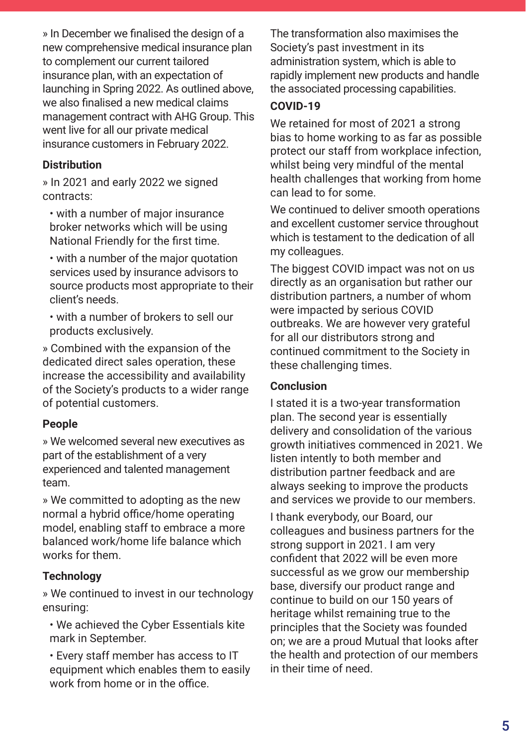» In December we finalised the design of a new comprehensive medical insurance plan to complement our current tailored insurance plan, with an expectation of launching in Spring 2022. As outlined above, we also finalised a new medical claims management contract with AHG Group. This went live for all our private medical insurance customers in February 2022.

**Distribution**

» In 2021 and early 2022 we signed contracts:

- with a number of major insurance broker networks which will be using National Friendly for the first time.
- with a number of the major quotation services used by insurance advisors to source products most appropriate to their client's needs.
- with a number of brokers to sell our products exclusively.

» Combined with the expansion of the dedicated direct sales operation, these increase the accessibility and availability of the Society's products to a wider range of potential customers.

**People**

» We welcomed several new executives as part of the establishment of a very experienced and talented management team.

» We committed to adopting as the new normal a hybrid office/home operating model, enabling staff to embrace a more balanced work/home life balance which works for them.

**Technology**

» We continued to invest in our technology ensuring:

- We achieved the Cyber Essentials kite mark in September.
- Every staff member has access to IT equipment which enables them to easily work from home or in the office.

The transformation also maximises the Society's past investment in its administration system, which is able to rapidly implement new products and handle the associated processing capabilities.

**COVID-19**

We retained for most of 2021 a strong bias to home working to as far as possible protect our staff from workplace infection, whilst being very mindful of the mental health challenges that working from home can lead to for some.

We continued to deliver smooth operations and excellent customer service throughout which is testament to the dedication of all my colleagues.

The biggest COVID impact was not on us directly as an organisation but rather our distribution partners, a number of whom were impacted by serious COVID outbreaks. We are however very grateful for all our distributors strong and continued commitment to the Society in these challenging times.

**Conclusion**

I stated it is a two-year transformation plan. The second year is essentially delivery and consolidation of the various growth initiatives commenced in 2021. We listen intently to both member and distribution partner feedback and are always seeking to improve the products and services we provide to our members.

I thank everybody, our Board, our colleagues and business partners for the strong support in 2021. I am very confident that 2022 will be even more successful as we grow our membership base, diversify our product range and continue to build on our 150 years of heritage whilst remaining true to the principles that the Society was founded on; we are a proud Mutual that looks after the health and protection of our members in their time of need.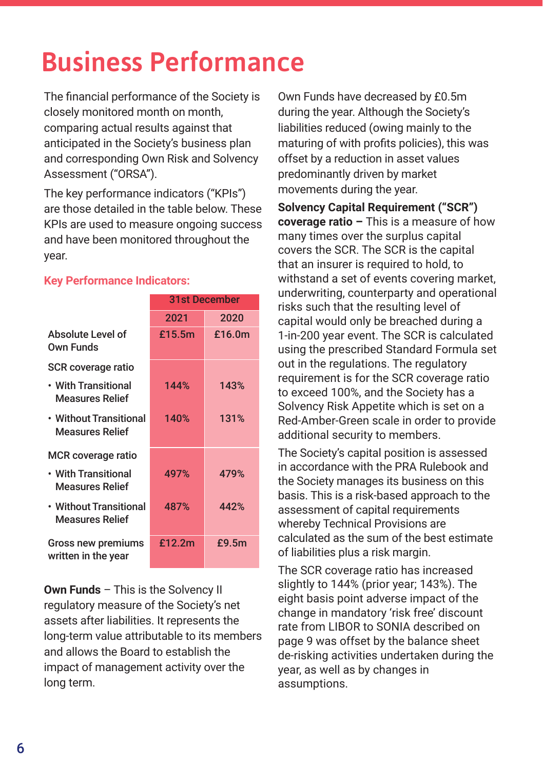# Business Performance

The financial performance of the Society is closely monitored month on month, comparing actual results against that anticipated in the Society's business plan and corresponding Own Risk and Solvency Assessment ("ORSA").

The key performance indicators ("KPIs") are those detailed in the table below. These KPIs are used to measure ongoing success and have been monitored throughout the year.

**Key Performance Indicators:**

| | 31st December | |
|---|---|---|
| | 2021 | 2020 |
| Absolute Level of Own Funds | £15.5m | £16.0m |
| SCR coverage ratio | | |
| • With Transitional Measures Relief | 144% | 143% |
| • Without Transitional Measures Relief | 140% | 131% |
| MCR coverage ratio | | |
| • With Transitional Measures Relief | 497% | 479% |
| • Without Transitional Measures Relief | 487% | 442% |
| Gross new premiums written in the year | £12.2m | £9.5m |

**Own Funds** – This is the Solvency II regulatory measure of the Society's net assets after liabilities. It represents the long-term value attributable to its members and allows the Board to establish the impact of management activity over the long term.

Own Funds have decreased by £0.5m during the year. Although the Society's liabilities reduced (owing mainly to the maturing of with profits policies), this was offset by a reduction in asset values predominantly driven by market movements during the year.

**Solvency Capital Requirement ("SCR") coverage ratio –** This is a measure of how many times over the surplus capital covers the SCR. The SCR is the capital that an insurer is required to hold, to withstand a set of events covering market, underwriting, counterparty and operational risks such that the resulting level of capital would only be breached during a 1-in-200 year event. The SCR is calculated using the prescribed Standard Formula set out in the regulations. The regulatory requirement is for the SCR coverage ratio to exceed 100%, and the Society has a Solvency Risk Appetite which is set on a Red-Amber-Green scale in order to provide additional security to members.

The Society's capital position is assessed in accordance with the PRA Rulebook and the Society manages its business on this basis. This is a risk-based approach to the assessment of capital requirements whereby Technical Provisions are calculated as the sum of the best estimate of liabilities plus a risk margin.

The SCR coverage ratio has increased slightly to 144% (prior year; 143%). The eight basis point adverse impact of the change in mandatory 'risk free' discount rate from LIBOR to SONIA described on page 9 was offset by the balance sheet de-risking activities undertaken during the year, as well as by changes in assumptions.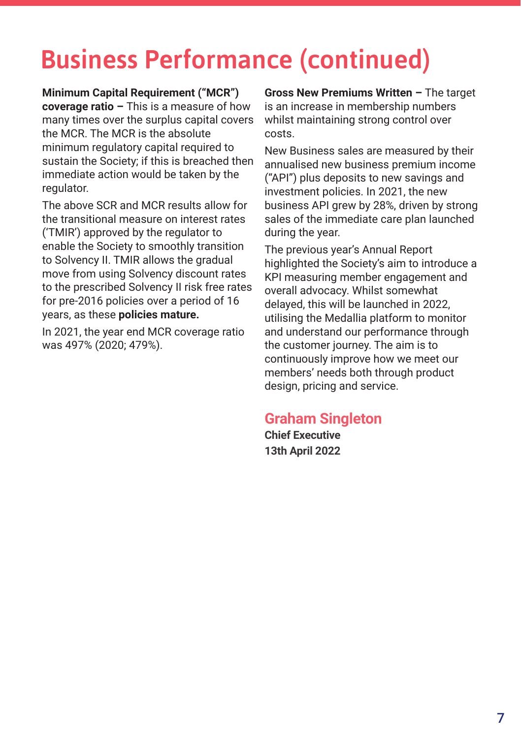# Business Performance (continued)

**Minimum Capital Requirement ("MCR") coverage ratio –** This is a measure of how many times over the surplus capital covers the MCR. The MCR is the absolute minimum regulatory capital required to sustain the Society; if this is breached then immediate action would be taken by the regulator.

The above SCR and MCR results allow for the transitional measure on interest rates ('TMIR') approved by the regulator to enable the Society to smoothly transition to Solvency II. TMIR allows the gradual move from using Solvency discount rates to the prescribed Solvency II risk free rates for pre-2016 policies over a period of 16 years, as these **policies mature.**

In 2021, the year end MCR coverage ratio was 497% (2020; 479%).

**Gross New Premiums Written –** The target is an increase in membership numbers whilst maintaining strong control over costs.

New Business sales are measured by their annualised new business premium income ("API") plus deposits to new savings and investment policies. In 2021, the new business API grew by 28%, driven by strong sales of the immediate care plan launched during the year.

The previous year's Annual Report highlighted the Society's aim to introduce a KPI measuring member engagement and overall advocacy. Whilst somewhat delayed, this will be launched in 2022, utilising the Medallia platform to monitor and understand our performance through the customer journey. The aim is to continuously improve how we meet our members' needs both through product design, pricing and service.

**Graham Singleton**
**Chief Executive**
**13th April 2022**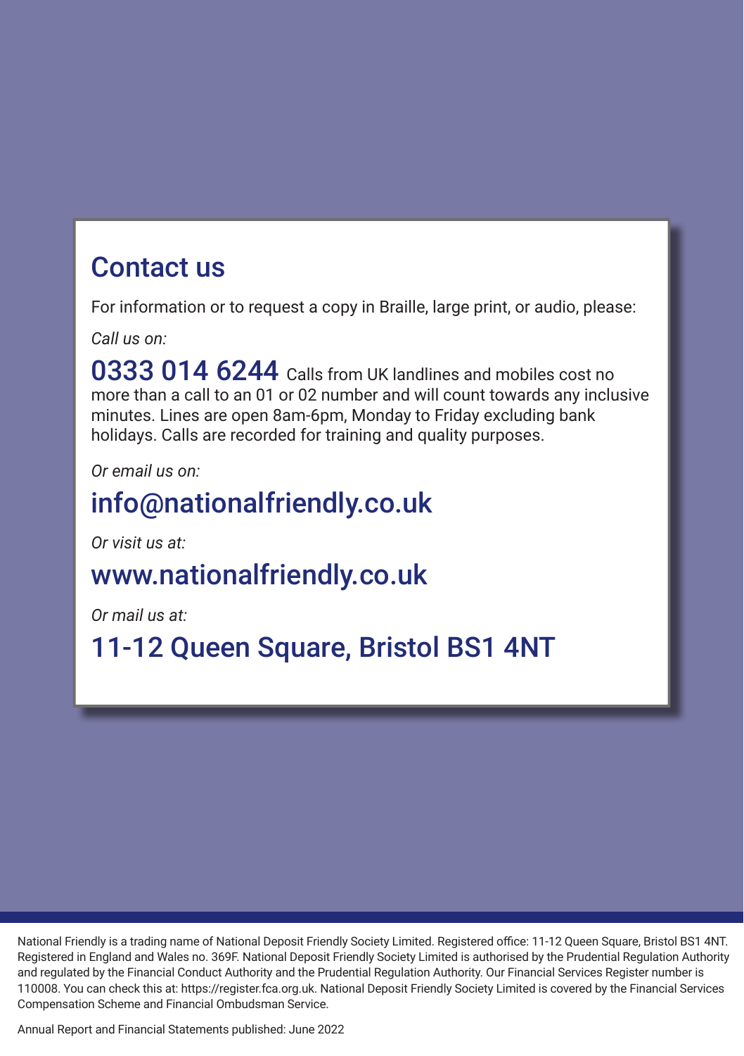## Contact us

For information or to request a copy in Braille, large print, or audio, please:

*Call us on:*

**0333 014 6244** Calls from UK landlines and mobiles cost no more than a call to an 01 or 02 number and will count towards any inclusive minutes. Lines are open 8am-6pm, Monday to Friday excluding bank holidays. Calls are recorded for training and quality purposes.

*Or email us on:*

**info@nationalfriendly.co.uk**

*Or visit us at:*

**www.nationalfriendly.co.uk**

*Or mail us at:*

**11-12 Queen Square, Bristol BS1 4NT**

National Friendly is a trading name of National Deposit Friendly Society Limited. Registered office: 11-12 Queen Square, Bristol BS1 4NT. Registered in England and Wales no. 369F. National Deposit Friendly Society Limited is authorised by the Prudential Regulation Authority and regulated by the Financial Conduct Authority and the Prudential Regulation Authority. Our Financial Services Register number is 110008. You can check this at: https://register.fca.org.uk. National Deposit Friendly Society Limited is covered by the Financial Services Compensation Scheme and Financial Ombudsman Service.

Annual Report and Financial Statements published: June 2022